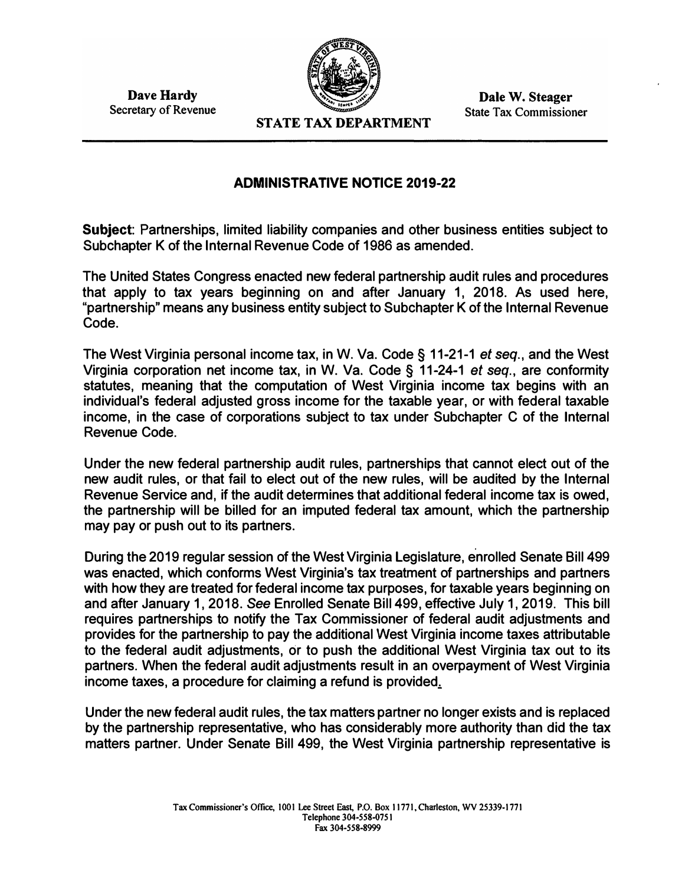Dave Hardy
Secretary of Revenue

STATE TAX DEPARTMENT

Dale W. Steager
State Tax Commissioner

## ADMINISTRATIVE NOTICE 2019-22

**Subject**: Partnerships, limited liability companies and other business entities subject to Subchapter K of the Internal Revenue Code of 1986 as amended.

The United States Congress enacted new federal partnership audit rules and procedures that apply to tax years beginning on and after January 1, 2018. As used here, "partnership" means any business entity subject to Subchapter K of the Internal Revenue Code.

The West Virginia personal income tax, in W. Va. Code § 11-21-1 *et seq.*, and the West Virginia corporation net income tax, in W. Va. Code § 11-24-1 *et seq.*, are conformity statutes, meaning that the computation of West Virginia income tax begins with an individual's federal adjusted gross income for the taxable year, or with federal taxable income, in the case of corporations subject to tax under Subchapter C of the Internal Revenue Code.

Under the new federal partnership audit rules, partnerships that cannot elect out of the new audit rules, or that fail to elect out of the new rules, will be audited by the Internal Revenue Service and, if the audit determines that additional federal income tax is owed, the partnership will be billed for an imputed federal tax amount, which the partnership may pay or push out to its partners.

During the 2019 regular session of the West Virginia Legislature, enrolled Senate Bill 499 was enacted, which conforms West Virginia's tax treatment of partnerships and partners with how they are treated for federal income tax purposes, for taxable years beginning on and after January 1, 2018. *See* Enrolled Senate Bill 499, effective July 1, 2019. This bill requires partnerships to notify the Tax Commissioner of federal audit adjustments and provides for the partnership to pay the additional West Virginia income taxes attributable to the federal audit adjustments, or to push the additional West Virginia tax out to its partners. When the federal audit adjustments result in an overpayment of West Virginia income taxes, a procedure for claiming a refund is provided.

Under the new federal audit rules, the tax matters partner no longer exists and is replaced by the partnership representative, who has considerably more authority than did the tax matters partner. Under Senate Bill 499, the West Virginia partnership representative is

Tax Commissioner's Office, 1001 Lee Street East, P.O. Box 11771, Charleston, WV 25339-1771
Telephone 304-558-0751
Fax 304-558-8999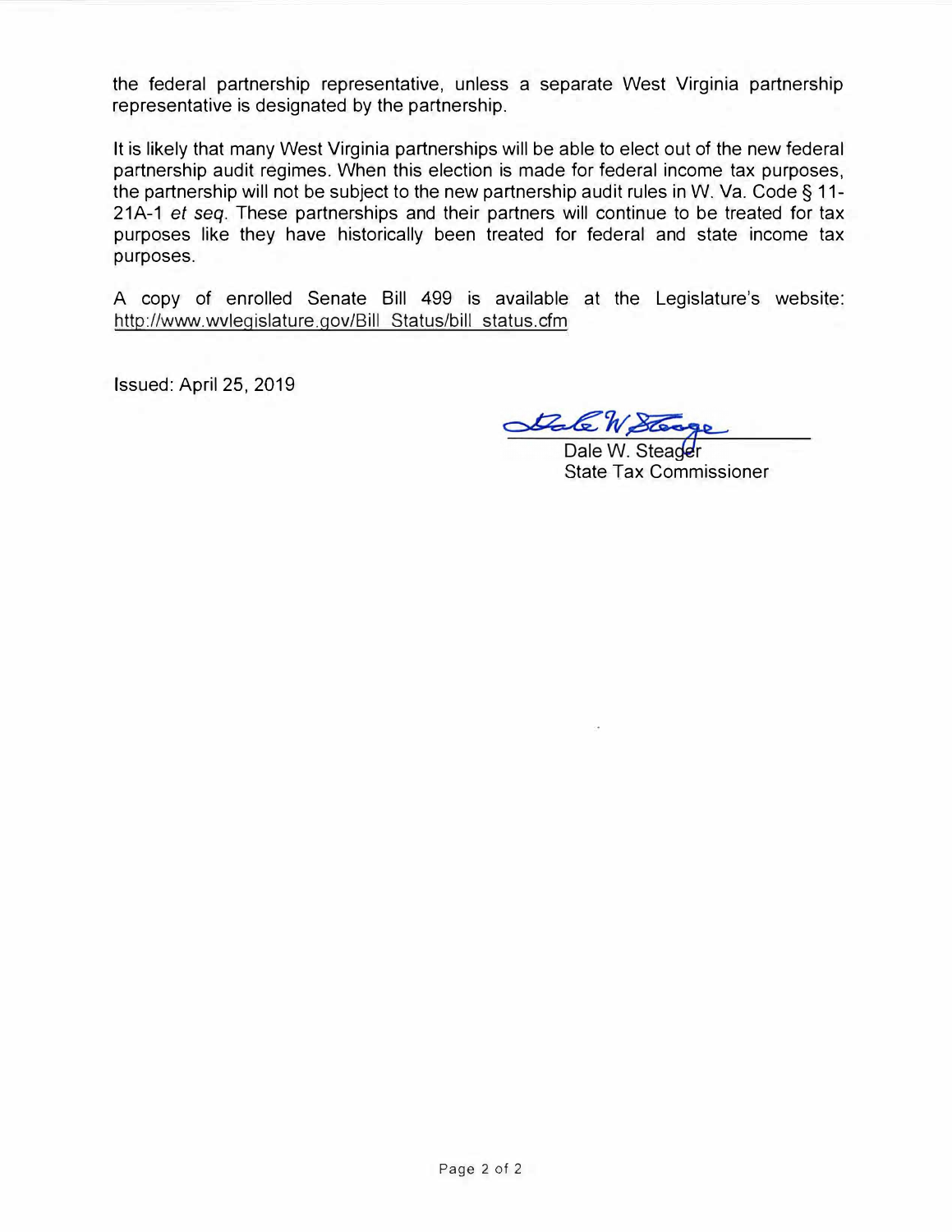the federal partnership representative, unless a separate West Virginia partnership representative is designated by the partnership.

It is likely that many West Virginia partnerships will be able to elect out of the new federal partnership audit regimes. When this election is made for federal income tax purposes, the partnership will not be subject to the new partnership audit rules in W. Va. Code § 11-21A-1 *et seq*. These partnerships and their partners will continue to be treated for tax purposes like they have historically been treated for federal and state income tax purposes.

A copy of enrolled Senate Bill 499 is available at the Legislature's website: http://www.wvlegislature.gov/Bill_Status/bill_status.cfm

Issued: April 25, 2019

Dale W. Steager
State Tax Commissioner